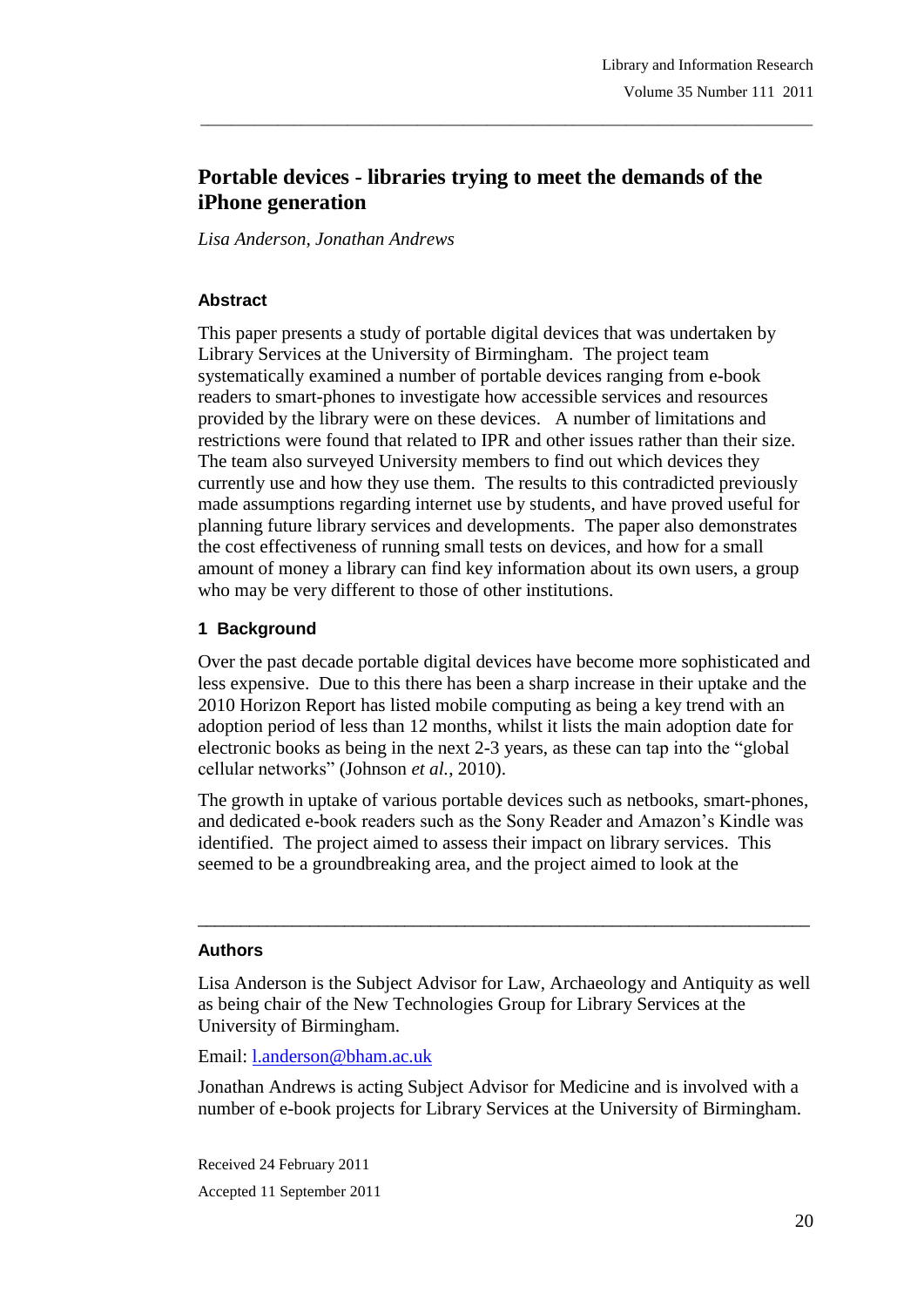# Portable devices - libraries trying to meet the demands of the iPhone generation

*Lisa Anderson, Jonathan Andrews*

### Abstract

This paper presents a study of portable digital devices that was undertaken by Library Services at the University of Birmingham. The project team systematically examined a number of portable devices ranging from e-book readers to smart-phones to investigate how accessible services and resources provided by the library were on these devices. A number of limitations and restrictions were found that related to IPR and other issues rather than their size. The team also surveyed University members to find out which devices they currently use and how they use them. The results to this contradicted previously made assumptions regarding internet use by students, and have proved useful for planning future library services and developments. The paper also demonstrates the cost effectiveness of running small tests on devices, and how for a small amount of money a library can find key information about its own users, a group who may be very different to those of other institutions.

### 1 Background

Over the past decade portable digital devices have become more sophisticated and less expensive. Due to this there has been a sharp increase in their uptake and the 2010 Horizon Report has listed mobile computing as being a key trend with an adoption period of less than 12 months, whilst it lists the main adoption date for electronic books as being in the next 2-3 years, as these can tap into the "global cellular networks" (Johnson *et al.*, 2010).

The growth in uptake of various portable devices such as netbooks, smart-phones, and dedicated e-book readers such as the Sony Reader and Amazon's Kindle was identified. The project aimed to assess their impact on library services. This seemed to be a groundbreaking area, and the project aimed to look at the

---

### Authors

Lisa Anderson is the Subject Advisor for Law, Archaeology and Antiquity as well as being chair of the New Technologies Group for Library Services at the University of Birmingham.

Email: l.anderson@bham.ac.uk

Jonathan Andrews is acting Subject Advisor for Medicine and is involved with a number of e-book projects for Library Services at the University of Birmingham.

Received 24 February 2011

Accepted 11 September 2011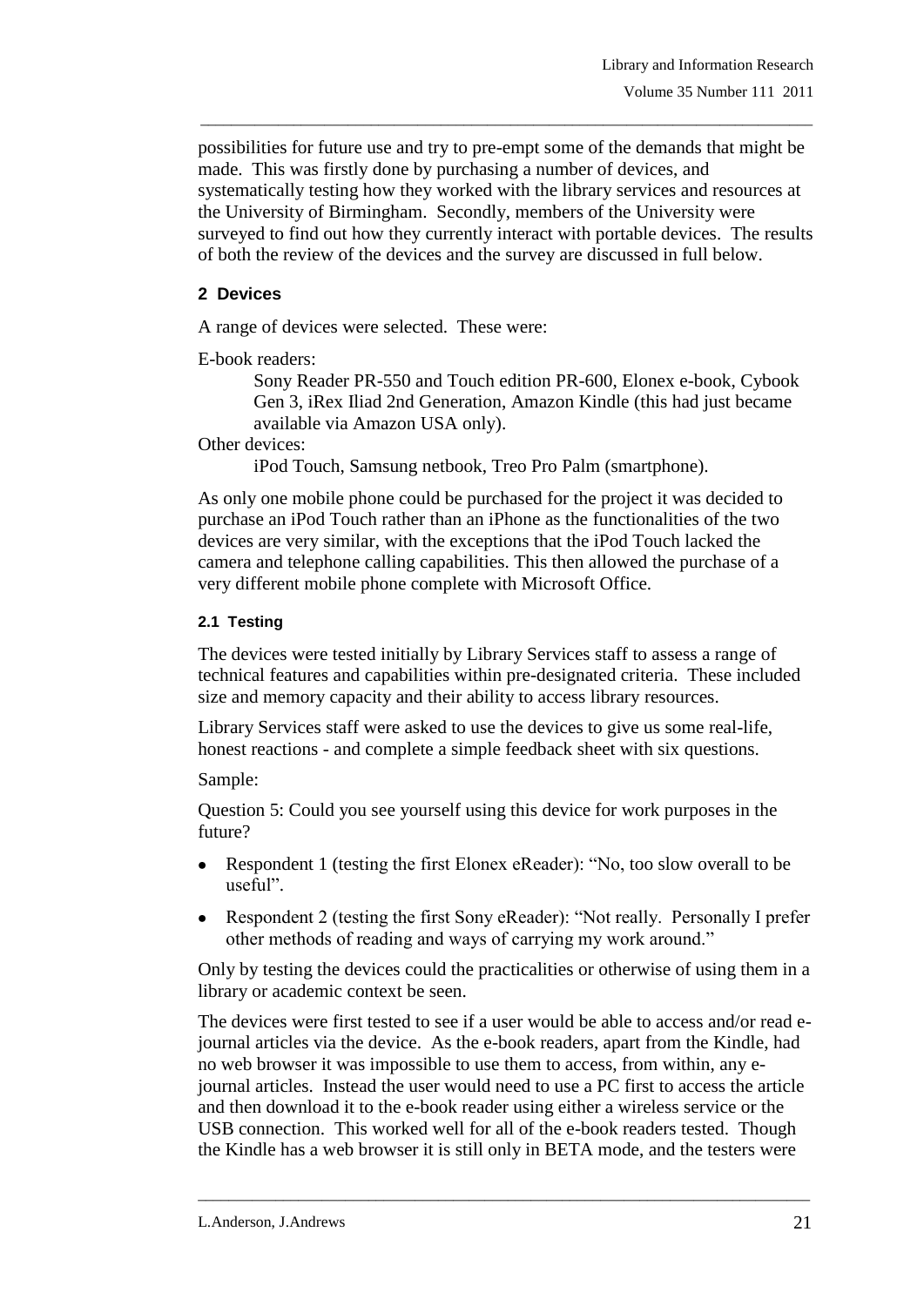possibilities for future use and try to pre-empt some of the demands that might be made. This was firstly done by purchasing a number of devices, and systematically testing how they worked with the library services and resources at the University of Birmingham. Secondly, members of the University were surveyed to find out how they currently interact with portable devices. The results of both the review of the devices and the survey are discussed in full below.

## 2 Devices

A range of devices were selected. These were:

E-book readers:

> Sony Reader PR-550 and Touch edition PR-600, Elonex e-book, Cybook Gen 3, iRex Iliad 2nd Generation, Amazon Kindle (this had just became available via Amazon USA only).

Other devices:

> iPod Touch, Samsung netbook, Treo Pro Palm (smartphone).

As only one mobile phone could be purchased for the project it was decided to purchase an iPod Touch rather than an iPhone as the functionalities of the two devices are very similar, with the exceptions that the iPod Touch lacked the camera and telephone calling capabilities. This then allowed the purchase of a very different mobile phone complete with Microsoft Office.

### 2.1 Testing

The devices were tested initially by Library Services staff to assess a range of technical features and capabilities within pre-designated criteria. These included size and memory capacity and their ability to access library resources.

Library Services staff were asked to use the devices to give us some real-life, honest reactions - and complete a simple feedback sheet with six questions.

Sample:

Question 5: Could you see yourself using this device for work purposes in the future?

- Respondent 1 (testing the first Elonex eReader): "No, too slow overall to be useful".
- Respondent 2 (testing the first Sony eReader): "Not really. Personally I prefer other methods of reading and ways of carrying my work around."

Only by testing the devices could the practicalities or otherwise of using them in a library or academic context be seen.

The devices were first tested to see if a user would be able to access and/or read e-journal articles via the device. As the e-book readers, apart from the Kindle, had no web browser it was impossible to use them to access, from within, any e-journal articles. Instead the user would need to use a PC first to access the article and then download it to the e-book reader using either a wireless service or the USB connection. This worked well for all of the e-book readers tested. Though the Kindle has a web browser it is still only in BETA mode, and the testers were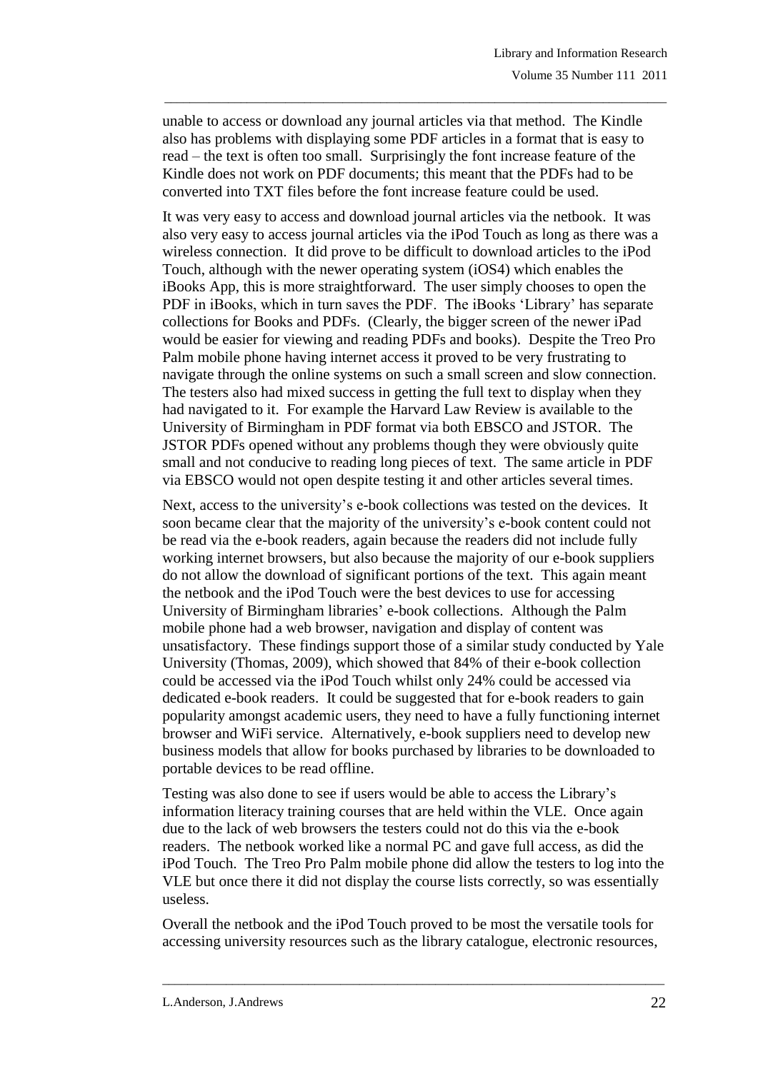unable to access or download any journal articles via that method. The Kindle also has problems with displaying some PDF articles in a format that is easy to read – the text is often too small. Surprisingly the font increase feature of the Kindle does not work on PDF documents; this meant that the PDFs had to be converted into TXT files before the font increase feature could be used.

It was very easy to access and download journal articles via the netbook. It was also very easy to access journal articles via the iPod Touch as long as there was a wireless connection. It did prove to be difficult to download articles to the iPod Touch, although with the newer operating system (iOS4) which enables the iBooks App, this is more straightforward. The user simply chooses to open the PDF in iBooks, which in turn saves the PDF. The iBooks 'Library' has separate collections for Books and PDFs. (Clearly, the bigger screen of the newer iPad would be easier for viewing and reading PDFs and books). Despite the Treo Pro Palm mobile phone having internet access it proved to be very frustrating to navigate through the online systems on such a small screen and slow connection. The testers also had mixed success in getting the full text to display when they had navigated to it. For example the Harvard Law Review is available to the University of Birmingham in PDF format via both EBSCO and JSTOR. The JSTOR PDFs opened without any problems though they were obviously quite small and not conducive to reading long pieces of text. The same article in PDF via EBSCO would not open despite testing it and other articles several times.

Next, access to the university's e-book collections was tested on the devices. It soon became clear that the majority of the university's e-book content could not be read via the e-book readers, again because the readers did not include fully working internet browsers, but also because the majority of our e-book suppliers do not allow the download of significant portions of the text. This again meant the netbook and the iPod Touch were the best devices to use for accessing University of Birmingham libraries' e-book collections. Although the Palm mobile phone had a web browser, navigation and display of content was unsatisfactory. These findings support those of a similar study conducted by Yale University (Thomas, 2009), which showed that 84% of their e-book collection could be accessed via the iPod Touch whilst only 24% could be accessed via dedicated e-book readers. It could be suggested that for e-book readers to gain popularity amongst academic users, they need to have a fully functioning internet browser and WiFi service. Alternatively, e-book suppliers need to develop new business models that allow for books purchased by libraries to be downloaded to portable devices to be read offline.

Testing was also done to see if users would be able to access the Library's information literacy training courses that are held within the VLE. Once again due to the lack of web browsers the testers could not do this via the e-book readers. The netbook worked like a normal PC and gave full access, as did the iPod Touch. The Treo Pro Palm mobile phone did allow the testers to log into the VLE but once there it did not display the course lists correctly, so was essentially useless.

Overall the netbook and the iPod Touch proved to be most the versatile tools for accessing university resources such as the library catalogue, electronic resources,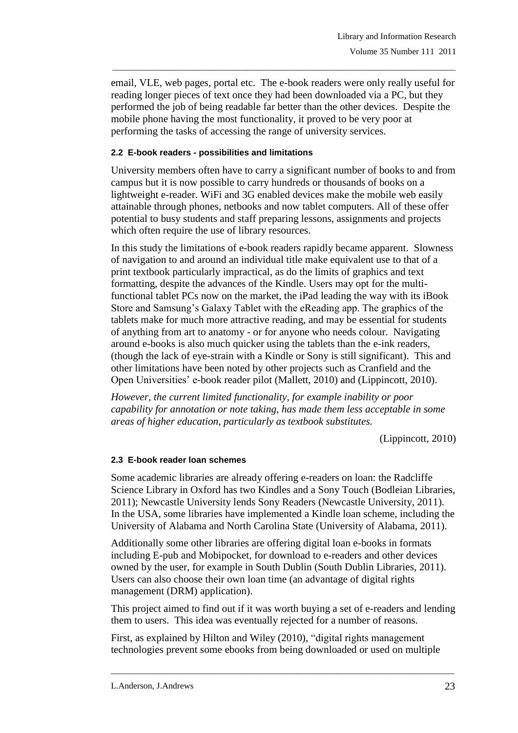email, VLE, web pages, portal etc. The e-book readers were only really useful for reading longer pieces of text once they had been downloaded via a PC, but they performed the job of being readable far better than the other devices. Despite the mobile phone having the most functionality, it proved to be very poor at performing the tasks of accessing the range of university services.

#### 2.2 E-book readers - possibilities and limitations

University members often have to carry a significant number of books to and from campus but it is now possible to carry hundreds or thousands of books on a lightweight e-reader. WiFi and 3G enabled devices make the mobile web easily attainable through phones, netbooks and now tablet computers. All of these offer potential to busy students and staff preparing lessons, assignments and projects which often require the use of library resources.

In this study the limitations of e-book readers rapidly became apparent. Slowness of navigation to and around an individual title make equivalent use to that of a print textbook particularly impractical, as do the limits of graphics and text formatting, despite the advances of the Kindle. Users may opt for the multi-functional tablet PCs now on the market, the iPad leading the way with its iBook Store and Samsung's Galaxy Tablet with the eReading app. The graphics of the tablets make for much more attractive reading, and may be essential for students of anything from art to anatomy - or for anyone who needs colour. Navigating around e-books is also much quicker using the tablets than the e-ink readers, (though the lack of eye-strain with a Kindle or Sony is still significant). This and other limitations have been noted by other projects such as Cranfield and the Open Universities' e-book reader pilot (Mallett, 2010) and (Lippincott, 2010).

*However, the current limited functionality, for example inability or poor capability for annotation or note taking, has made them less acceptable in some areas of higher education, particularly as textbook substitutes.*

(Lippincott, 2010)

#### 2.3 E-book reader loan schemes

Some academic libraries are already offering e-readers on loan: the Radcliffe Science Library in Oxford has two Kindles and a Sony Touch (Bodleian Libraries, 2011); Newcastle University lends Sony Readers (Newcastle University, 2011). In the USA, some libraries have implemented a Kindle loan scheme, including the University of Alabama and North Carolina State (University of Alabama, 2011).

Additionally some other libraries are offering digital loan e-books in formats including E-pub and Mobipocket, for download to e-readers and other devices owned by the user, for example in South Dublin (South Dublin Libraries, 2011). Users can also choose their own loan time (an advantage of digital rights management (DRM) application).

This project aimed to find out if it was worth buying a set of e-readers and lending them to users. This idea was eventually rejected for a number of reasons.

First, as explained by Hilton and Wiley (2010), "digital rights management technologies prevent some ebooks from being downloaded or used on multiple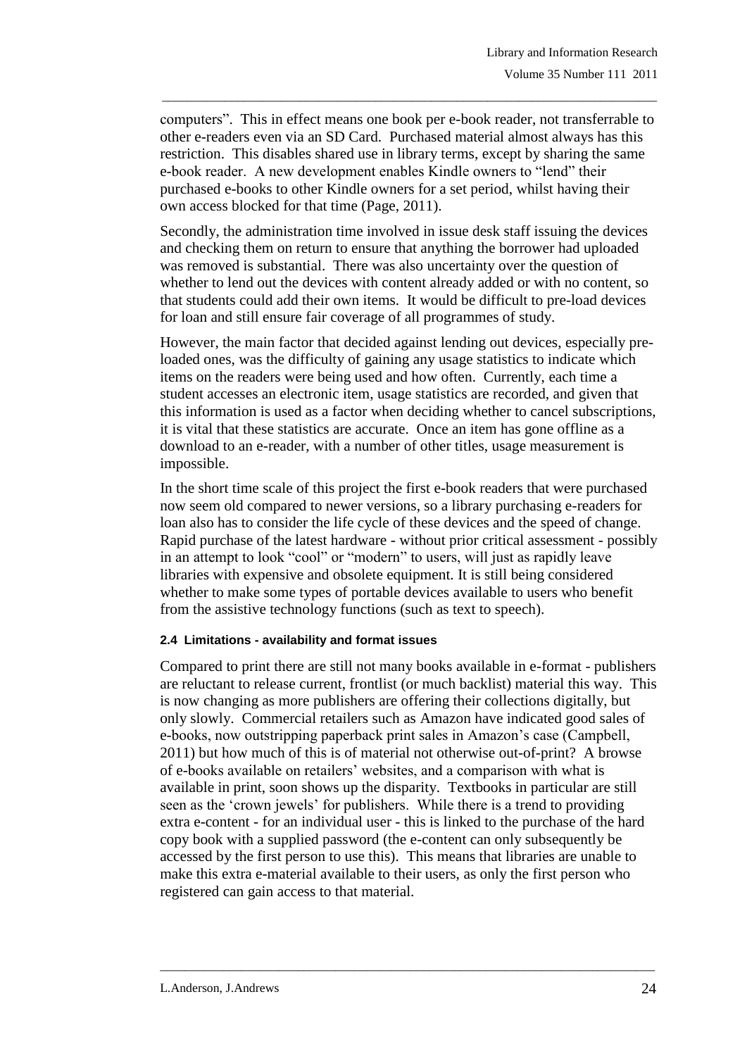computers". This in effect means one book per e-book reader, not transferrable to other e-readers even via an SD Card. Purchased material almost always has this restriction. This disables shared use in library terms, except by sharing the same e-book reader. A new development enables Kindle owners to "lend" their purchased e-books to other Kindle owners for a set period, whilst having their own access blocked for that time (Page, 2011).

Secondly, the administration time involved in issue desk staff issuing the devices and checking them on return to ensure that anything the borrower had uploaded was removed is substantial. There was also uncertainty over the question of whether to lend out the devices with content already added or with no content, so that students could add their own items. It would be difficult to pre-load devices for loan and still ensure fair coverage of all programmes of study.

However, the main factor that decided against lending out devices, especially pre-loaded ones, was the difficulty of gaining any usage statistics to indicate which items on the readers were being used and how often. Currently, each time a student accesses an electronic item, usage statistics are recorded, and given that this information is used as a factor when deciding whether to cancel subscriptions, it is vital that these statistics are accurate. Once an item has gone offline as a download to an e-reader, with a number of other titles, usage measurement is impossible.

In the short time scale of this project the first e-book readers that were purchased now seem old compared to newer versions, so a library purchasing e-readers for loan also has to consider the life cycle of these devices and the speed of change. Rapid purchase of the latest hardware - without prior critical assessment - possibly in an attempt to look "cool" or "modern" to users, will just as rapidly leave libraries with expensive and obsolete equipment. It is still being considered whether to make some types of portable devices available to users who benefit from the assistive technology functions (such as text to speech).

#### 2.4 Limitations - availability and format issues

Compared to print there are still not many books available in e-format - publishers are reluctant to release current, frontlist (or much backlist) material this way. This is now changing as more publishers are offering their collections digitally, but only slowly. Commercial retailers such as Amazon have indicated good sales of e-books, now outstripping paperback print sales in Amazon's case (Campbell, 2011) but how much of this is of material not otherwise out-of-print? A browse of e-books available on retailers' websites, and a comparison with what is available in print, soon shows up the disparity. Textbooks in particular are still seen as the 'crown jewels' for publishers. While there is a trend to providing extra e-content - for an individual user - this is linked to the purchase of the hard copy book with a supplied password (the e-content can only subsequently be accessed by the first person to use this). This means that libraries are unable to make this extra e-material available to their users, as only the first person who registered can gain access to that material.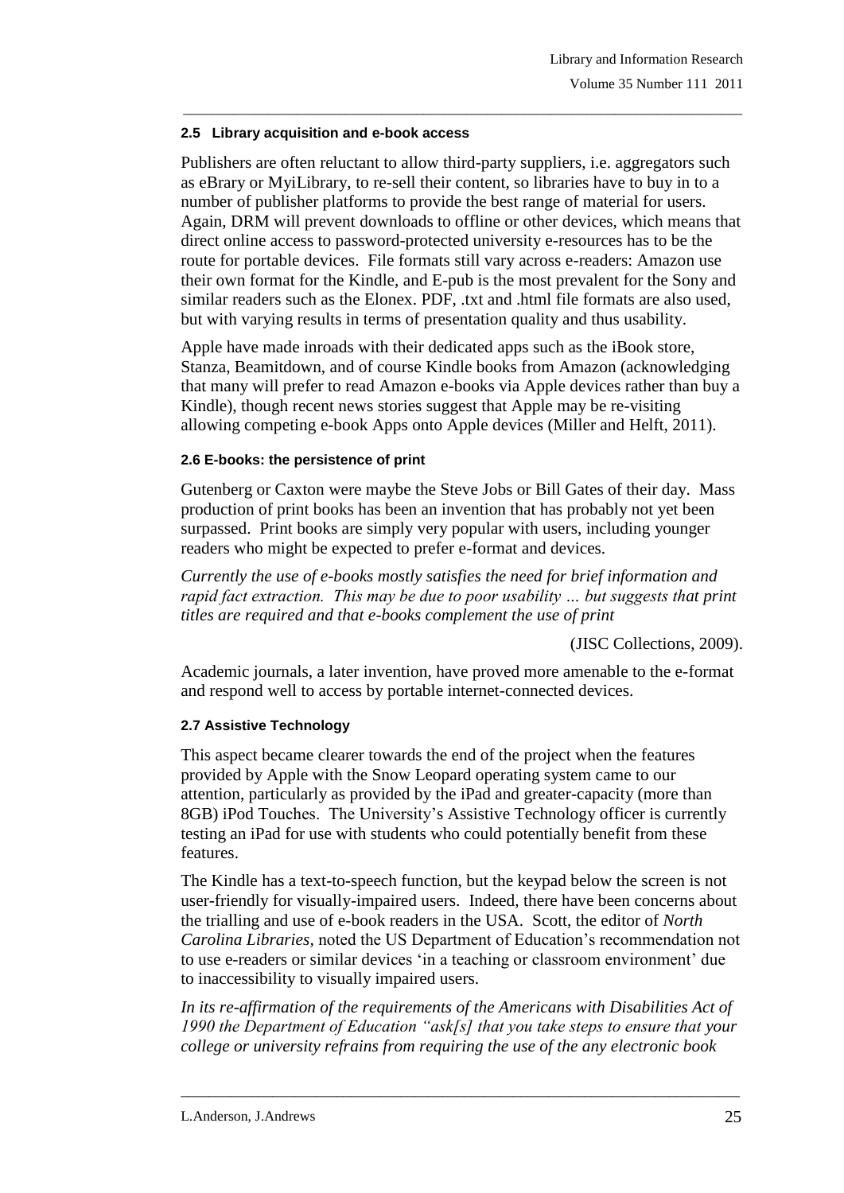### 2.5 Library acquisition and e-book access

Publishers are often reluctant to allow third-party suppliers, i.e. aggregators such as eBrary or MyiLibrary, to re-sell their content, so libraries have to buy in to a number of publisher platforms to provide the best range of material for users. Again, DRM will prevent downloads to offline or other devices, which means that direct online access to password-protected university e-resources has to be the route for portable devices. File formats still vary across e-readers: Amazon use their own format for the Kindle, and E-pub is the most prevalent for the Sony and similar readers such as the Elonex. PDF, .txt and .html file formats are also used, but with varying results in terms of presentation quality and thus usability.

Apple have made inroads with their dedicated apps such as the iBook store, Stanza, Beamitdown, and of course Kindle books from Amazon (acknowledging that many will prefer to read Amazon e-books via Apple devices rather than buy a Kindle), though recent news stories suggest that Apple may be re-visiting allowing competing e-book Apps onto Apple devices (Miller and Helft, 2011).

### 2.6 E-books: the persistence of print

Gutenberg or Caxton were maybe the Steve Jobs or Bill Gates of their day. Mass production of print books has been an invention that has probably not yet been surpassed. Print books are simply very popular with users, including younger readers who might be expected to prefer e-format and devices.

*Currently the use of e-books mostly satisfies the need for brief information and rapid fact extraction. This may be due to poor usability … but suggests that print titles are required and that e-books complement the use of print*

(JISC Collections, 2009).

Academic journals, a later invention, have proved more amenable to the e-format and respond well to access by portable internet-connected devices.

### 2.7 Assistive Technology

This aspect became clearer towards the end of the project when the features provided by Apple with the Snow Leopard operating system came to our attention, particularly as provided by the iPad and greater-capacity (more than 8GB) iPod Touches. The University's Assistive Technology officer is currently testing an iPad for use with students who could potentially benefit from these features.

The Kindle has a text-to-speech function, but the keypad below the screen is not user-friendly for visually-impaired users. Indeed, there have been concerns about the trialling and use of e-book readers in the USA. Scott, the editor of *North Carolina Libraries*, noted the US Department of Education's recommendation not to use e-readers or similar devices 'in a teaching or classroom environment' due to inaccessibility to visually impaired users.

*In its re-affirmation of the requirements of the Americans with Disabilities Act of 1990 the Department of Education "ask[s] that you take steps to ensure that your college or university refrains from requiring the use of the any electronic book*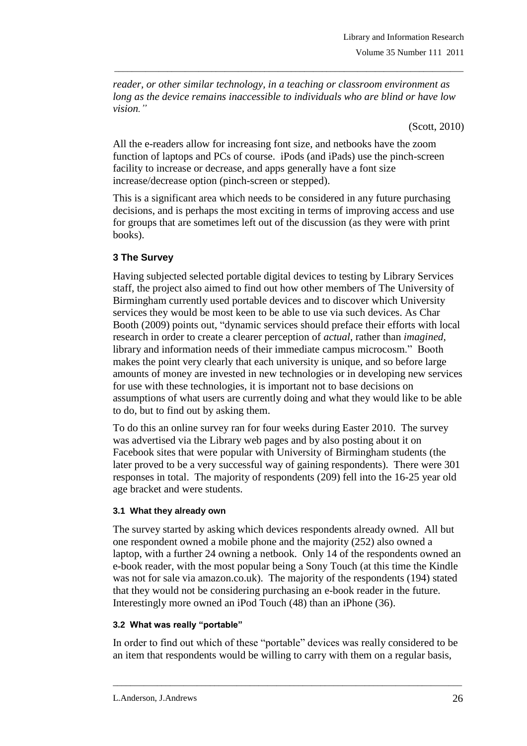*reader, or other similar technology, in a teaching or classroom environment as long as the device remains inaccessible to individuals who are blind or have low vision."*

(Scott, 2010)

All the e-readers allow for increasing font size, and netbooks have the zoom function of laptops and PCs of course. iPods (and iPads) use the pinch-screen facility to increase or decrease, and apps generally have a font size increase/decrease option (pinch-screen or stepped).

This is a significant area which needs to be considered in any future purchasing decisions, and is perhaps the most exciting in terms of improving access and use for groups that are sometimes left out of the discussion (as they were with print books).

## 3 The Survey

Having subjected selected portable digital devices to testing by Library Services staff, the project also aimed to find out how other members of The University of Birmingham currently used portable devices and to discover which University services they would be most keen to be able to use via such devices. As Char Booth (2009) points out, "dynamic services should preface their efforts with local research in order to create a clearer perception of *actual*, rather than *imagined*, library and information needs of their immediate campus microcosm." Booth makes the point very clearly that each university is unique, and so before large amounts of money are invested in new technologies or in developing new services for use with these technologies, it is important not to base decisions on assumptions of what users are currently doing and what they would like to be able to do, but to find out by asking them.

To do this an online survey ran for four weeks during Easter 2010. The survey was advertised via the Library web pages and by also posting about it on Facebook sites that were popular with University of Birmingham students (the later proved to be a very successful way of gaining respondents). There were 301 responses in total. The majority of respondents (209) fell into the 16-25 year old age bracket and were students.

### 3.1 What they already own

The survey started by asking which devices respondents already owned. All but one respondent owned a mobile phone and the majority (252) also owned a laptop, with a further 24 owning a netbook. Only 14 of the respondents owned an e-book reader, with the most popular being a Sony Touch (at this time the Kindle was not for sale via amazon.co.uk). The majority of the respondents (194) stated that they would not be considering purchasing an e-book reader in the future. Interestingly more owned an iPod Touch (48) than an iPhone (36).

### 3.2 What was really "portable"

In order to find out which of these "portable" devices was really considered to be an item that respondents would be willing to carry with them on a regular basis,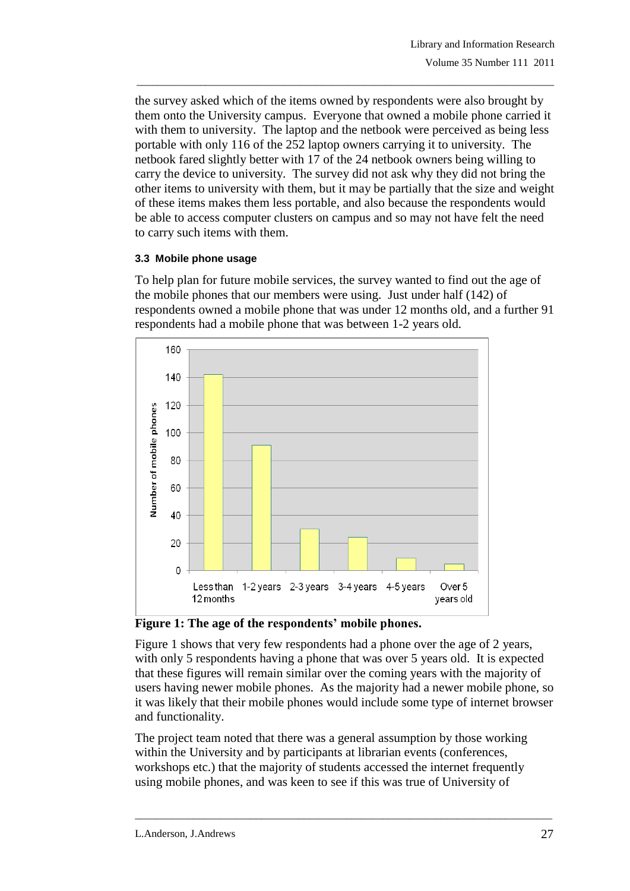the survey asked which of the items owned by respondents were also brought by them onto the University campus. Everyone that owned a mobile phone carried it with them to university. The laptop and the netbook were perceived as being less portable with only 116 of the 252 laptop owners carrying it to university. The netbook fared slightly better with 17 of the 24 netbook owners being willing to carry the device to university. The survey did not ask why they did not bring the other items to university with them, but it may be partially that the size and weight of these items makes them less portable, and also because the respondents would be able to access computer clusters on campus and so may not have felt the need to carry such items with them.

### 3.3 Mobile phone usage

To help plan for future mobile services, the survey wanted to find out the age of the mobile phones that our members were using. Just under half (142) of respondents owned a mobile phone that was under 12 months old, and a further 91 respondents had a mobile phone that was between 1-2 years old.

**Figure 1: The age of the respondents' mobile phones.**

Figure 1 shows that very few respondents had a phone over the age of 2 years, with only 5 respondents having a phone that was over 5 years old. It is expected that these figures will remain similar over the coming years with the majority of users having newer mobile phones. As the majority had a newer mobile phone, so it was likely that their mobile phones would include some type of internet browser and functionality.

The project team noted that there was a general assumption by those working within the University and by participants at librarian events (conferences, workshops etc.) that the majority of students accessed the internet frequently using mobile phones, and was keen to see if this was true of University of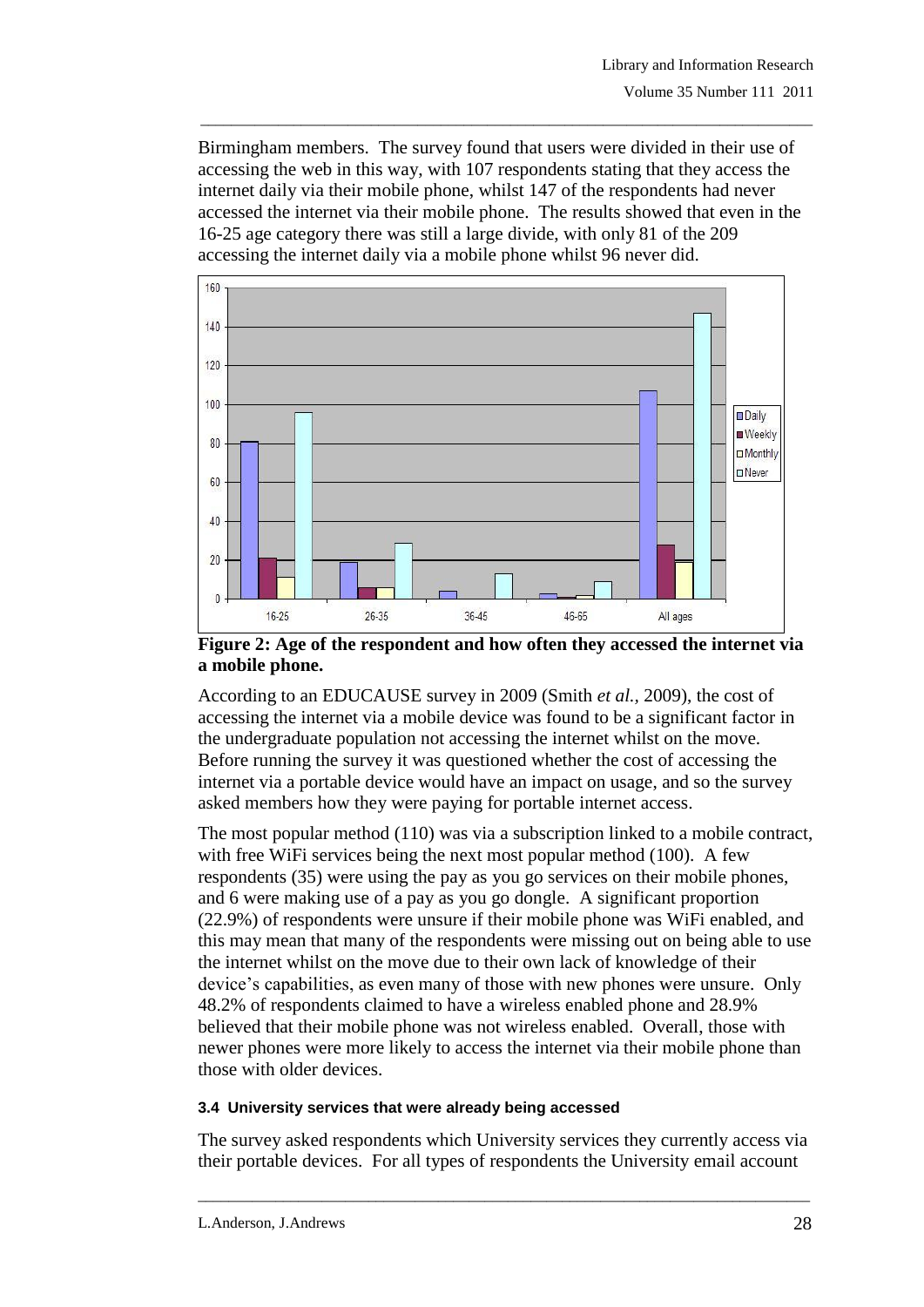Birmingham members. The survey found that users were divided in their use of accessing the web in this way, with 107 respondents stating that they access the internet daily via their mobile phone, whilst 147 of the respondents had never accessed the internet via their mobile phone. The results showed that even in the 16-25 age category there was still a large divide, with only 81 of the 209 accessing the internet daily via a mobile phone whilst 96 never did.

**Figure 2: Age of the respondent and how often they accessed the internet via a mobile phone.**

According to an EDUCAUSE survey in 2009 (Smith *et al.*, 2009), the cost of accessing the internet via a mobile device was found to be a significant factor in the undergraduate population not accessing the internet whilst on the move. Before running the survey it was questioned whether the cost of accessing the internet via a portable device would have an impact on usage, and so the survey asked members how they were paying for portable internet access.

The most popular method (110) was via a subscription linked to a mobile contract, with free WiFi services being the next most popular method (100). A few respondents (35) were using the pay as you go services on their mobile phones, and 6 were making use of a pay as you go dongle. A significant proportion (22.9%) of respondents were unsure if their mobile phone was WiFi enabled, and this may mean that many of the respondents were missing out on being able to use the internet whilst on the move due to their own lack of knowledge of their device's capabilities, as even many of those with new phones were unsure. Only 48.2% of respondents claimed to have a wireless enabled phone and 28.9% believed that their mobile phone was not wireless enabled. Overall, those with newer phones were more likely to access the internet via their mobile phone than those with older devices.

#### 3.4 University services that were already being accessed

The survey asked respondents which University services they currently access via their portable devices. For all types of respondents the University email account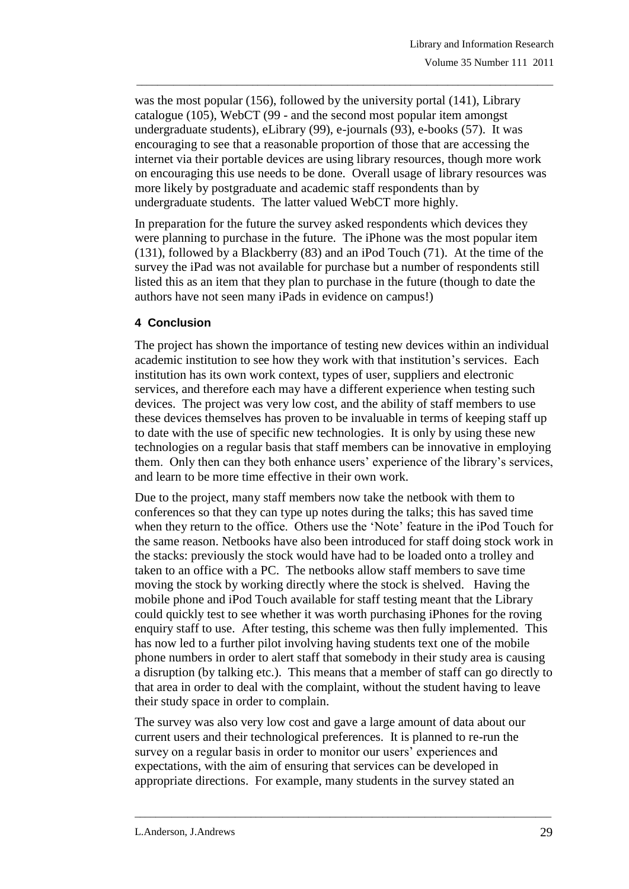was the most popular (156), followed by the university portal (141), Library catalogue (105), WebCT (99 - and the second most popular item amongst undergraduate students), eLibrary (99), e-journals (93), e-books (57). It was encouraging to see that a reasonable proportion of those that are accessing the internet via their portable devices are using library resources, though more work on encouraging this use needs to be done. Overall usage of library resources was more likely by postgraduate and academic staff respondents than by undergraduate students. The latter valued WebCT more highly.

In preparation for the future the survey asked respondents which devices they were planning to purchase in the future. The iPhone was the most popular item (131), followed by a Blackberry (83) and an iPod Touch (71). At the time of the survey the iPad was not available for purchase but a number of respondents still listed this as an item that they plan to purchase in the future (though to date the authors have not seen many iPads in evidence on campus!)

## 4 Conclusion

The project has shown the importance of testing new devices within an individual academic institution to see how they work with that institution's services. Each institution has its own work context, types of user, suppliers and electronic services, and therefore each may have a different experience when testing such devices. The project was very low cost, and the ability of staff members to use these devices themselves has proven to be invaluable in terms of keeping staff up to date with the use of specific new technologies. It is only by using these new technologies on a regular basis that staff members can be innovative in employing them. Only then can they both enhance users' experience of the library's services, and learn to be more time effective in their own work.

Due to the project, many staff members now take the netbook with them to conferences so that they can type up notes during the talks; this has saved time when they return to the office. Others use the 'Note' feature in the iPod Touch for the same reason. Netbooks have also been introduced for staff doing stock work in the stacks: previously the stock would have had to be loaded onto a trolley and taken to an office with a PC. The netbooks allow staff members to save time moving the stock by working directly where the stock is shelved. Having the mobile phone and iPod Touch available for staff testing meant that the Library could quickly test to see whether it was worth purchasing iPhones for the roving enquiry staff to use. After testing, this scheme was then fully implemented. This has now led to a further pilot involving having students text one of the mobile phone numbers in order to alert staff that somebody in their study area is causing a disruption (by talking etc.). This means that a member of staff can go directly to that area in order to deal with the complaint, without the student having to leave their study space in order to complain.

The survey was also very low cost and gave a large amount of data about our current users and their technological preferences. It is planned to re-run the survey on a regular basis in order to monitor our users' experiences and expectations, with the aim of ensuring that services can be developed in appropriate directions. For example, many students in the survey stated an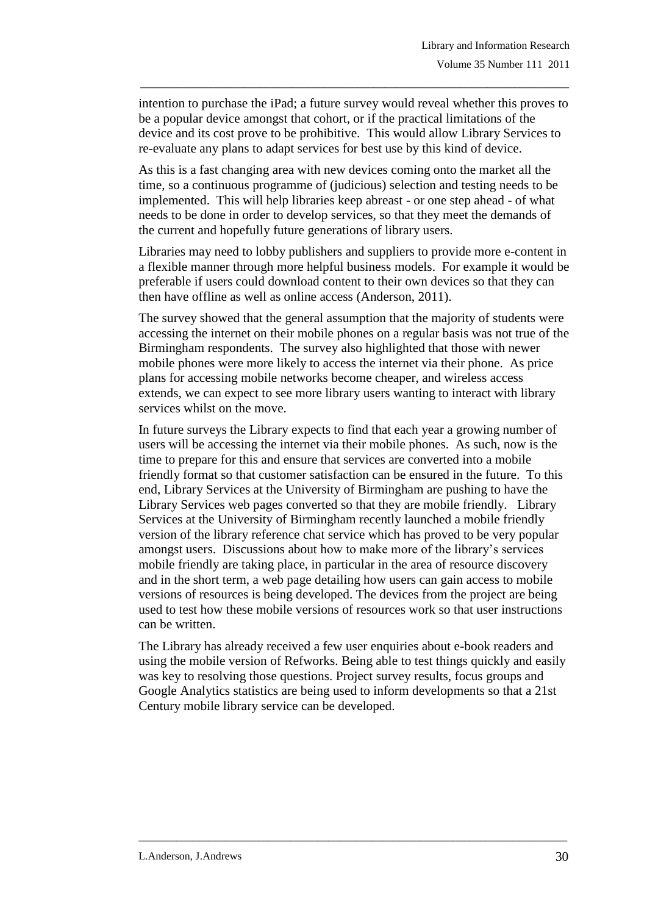intention to purchase the iPad; a future survey would reveal whether this proves to be a popular device amongst that cohort, or if the practical limitations of the device and its cost prove to be prohibitive. This would allow Library Services to re-evaluate any plans to adapt services for best use by this kind of device.

As this is a fast changing area with new devices coming onto the market all the time, so a continuous programme of (judicious) selection and testing needs to be implemented. This will help libraries keep abreast - or one step ahead - of what needs to be done in order to develop services, so that they meet the demands of the current and hopefully future generations of library users.

Libraries may need to lobby publishers and suppliers to provide more e-content in a flexible manner through more helpful business models. For example it would be preferable if users could download content to their own devices so that they can then have offline as well as online access (Anderson, 2011).

The survey showed that the general assumption that the majority of students were accessing the internet on their mobile phones on a regular basis was not true of the Birmingham respondents. The survey also highlighted that those with newer mobile phones were more likely to access the internet via their phone. As price plans for accessing mobile networks become cheaper, and wireless access extends, we can expect to see more library users wanting to interact with library services whilst on the move.

In future surveys the Library expects to find that each year a growing number of users will be accessing the internet via their mobile phones. As such, now is the time to prepare for this and ensure that services are converted into a mobile friendly format so that customer satisfaction can be ensured in the future. To this end, Library Services at the University of Birmingham are pushing to have the Library Services web pages converted so that they are mobile friendly. Library Services at the University of Birmingham recently launched a mobile friendly version of the library reference chat service which has proved to be very popular amongst users. Discussions about how to make more of the library's services mobile friendly are taking place, in particular in the area of resource discovery and in the short term, a web page detailing how users can gain access to mobile versions of resources is being developed. The devices from the project are being used to test how these mobile versions of resources work so that user instructions can be written.

The Library has already received a few user enquiries about e-book readers and using the mobile version of Refworks. Being able to test things quickly and easily was key to resolving those questions. Project survey results, focus groups and Google Analytics statistics are being used to inform developments so that a 21st Century mobile library service can be developed.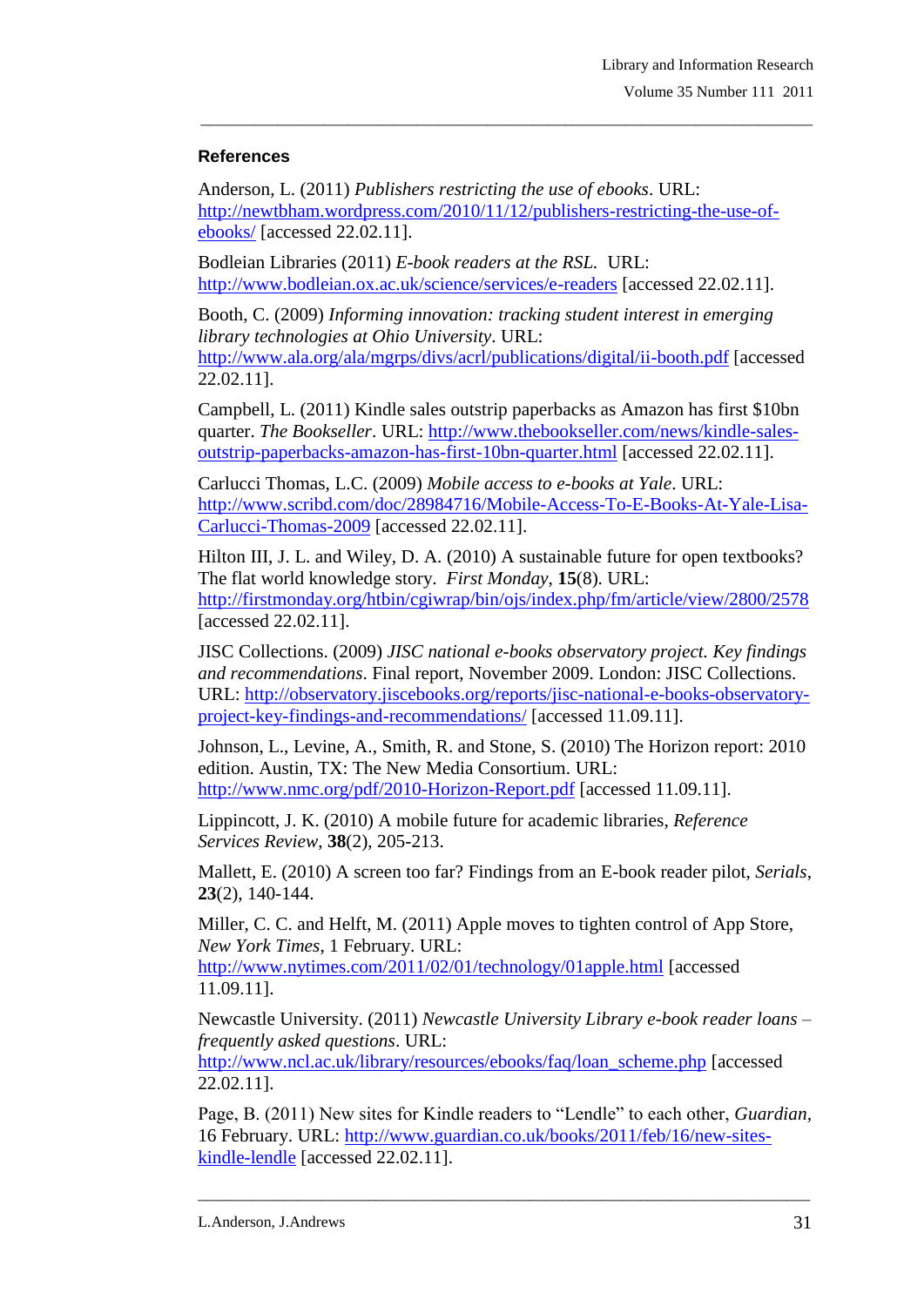## References

Anderson, L. (2011) *Publishers restricting the use of ebooks*. URL: http://newtbham.wordpress.com/2010/11/12/publishers-restricting-the-use-of-ebooks/ [accessed 22.02.11].

Bodleian Libraries (2011) *E-book readers at the RSL*. URL: http://www.bodleian.ox.ac.uk/science/services/e-readers [accessed 22.02.11].

Booth, C. (2009) *Informing innovation: tracking student interest in emerging library technologies at Ohio University*. URL: http://www.ala.org/ala/mgrps/divs/acrl/publications/digital/ii-booth.pdf [accessed 22.02.11].

Campbell, L. (2011) Kindle sales outstrip paperbacks as Amazon has first $10bn quarter. *The Bookseller*. URL: http://www.thebookseller.com/news/kindle-sales-outstrip-paperbacks-amazon-has-first-10bn-quarter.html [accessed 22.02.11].

Carlucci Thomas, L.C. (2009) *Mobile access to e-books at Yale*. URL: http://www.scribd.com/doc/28984716/Mobile-Access-To-E-Books-At-Yale-Lisa-Carlucci-Thomas-2009 [accessed 22.02.11].

Hilton III, J. L. and Wiley, D. A. (2010) A sustainable future for open textbooks? The flat world knowledge story. *First Monday*, **15**(8). URL: http://firstmonday.org/htbin/cgiwrap/bin/ojs/index.php/fm/article/view/2800/2578 [accessed 22.02.11].

JISC Collections. (2009) *JISC national e-books observatory project. Key findings and recommendations*. Final report, November 2009. London: JISC Collections. URL: http://observatory.jiscebooks.org/reports/jisc-national-e-books-observatory-project-key-findings-and-recommendations/ [accessed 11.09.11].

Johnson, L., Levine, A., Smith, R. and Stone, S. (2010) The Horizon report: 2010 edition. Austin, TX: The New Media Consortium. URL: http://www.nmc.org/pdf/2010-Horizon-Report.pdf [accessed 11.09.11].

Lippincott, J. K. (2010) A mobile future for academic libraries, *Reference Services Review*, **38**(2), 205-213.

Mallett, E. (2010) A screen too far? Findings from an E-book reader pilot, *Serials*, **23**(2), 140-144.

Miller, C. C. and Helft, M. (2011) Apple moves to tighten control of App Store, *New York Times*, 1 February. URL: http://www.nytimes.com/2011/02/01/technology/01apple.html [accessed 11.09.11].

Newcastle University. (2011) *Newcastle University Library e-book reader loans – frequently asked questions*. URL: http://www.ncl.ac.uk/library/resources/ebooks/faq/loan_scheme.php [accessed 22.02.11].

Page, B. (2011) New sites for Kindle readers to "Lendle" to each other, *Guardian*, 16 February. URL: http://www.guardian.co.uk/books/2011/feb/16/new-sites-kindle-lendle [accessed 22.02.11].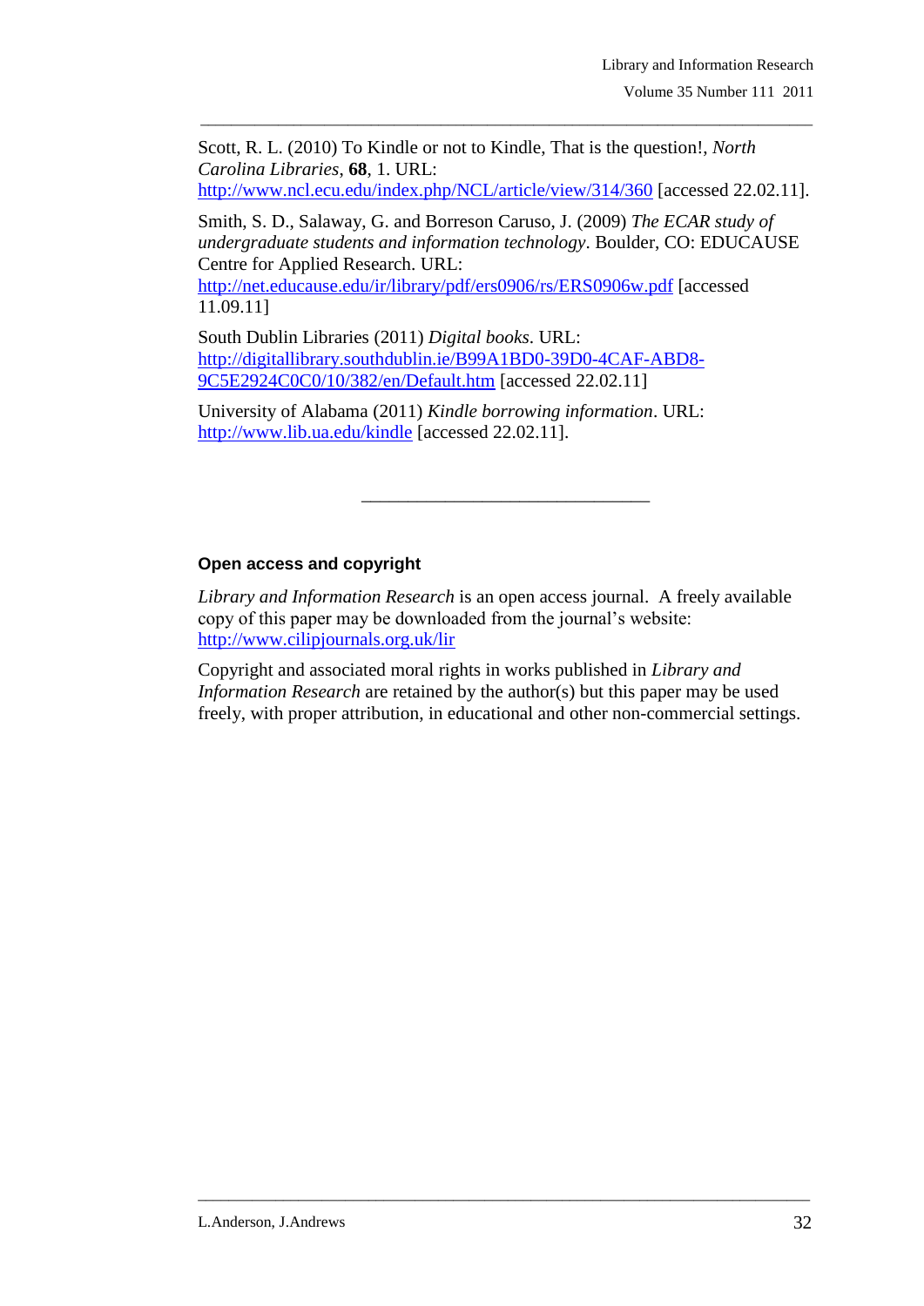Scott, R. L. (2010) To Kindle or not to Kindle, That is the question!, *North Carolina Libraries*, **68**, 1. URL: http://www.ncl.ecu.edu/index.php/NCL/article/view/314/360 [accessed 22.02.11].

Smith, S. D., Salaway, G. and Borreson Caruso, J. (2009) *The ECAR study of undergraduate students and information technology*. Boulder, CO: EDUCAUSE Centre for Applied Research. URL: http://net.educause.edu/ir/library/pdf/ers0906/rs/ERS0906w.pdf [accessed 11.09.11]

South Dublin Libraries (2011) *Digital books*. URL: http://digitallibrary.southdublin.ie/B99A1BD0-39D0-4CAF-ABD8-9C5E2924C0C0/10/382/en/Default.htm [accessed 22.02.11]

University of Alabama (2011) *Kindle borrowing information*. URL: http://www.lib.ua.edu/kindle [accessed 22.02.11].

---

#### Open access and copyright

*Library and Information Research* is an open access journal. A freely available copy of this paper may be downloaded from the journal's website: http://www.cilipjournals.org.uk/lir

Copyright and associated moral rights in works published in *Library and Information Research* are retained by the author(s) but this paper may be used freely, with proper attribution, in educational and other non-commercial settings.